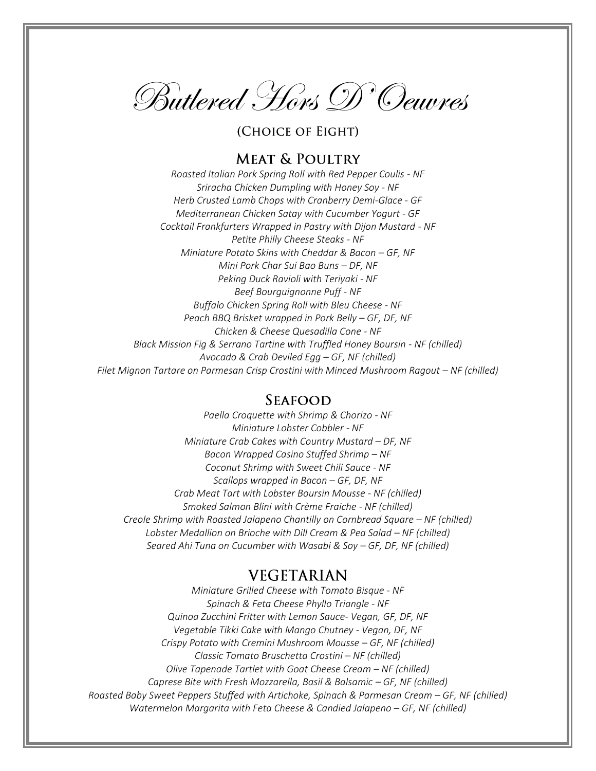# Butlered Hors D'Oeuvres

**(Choice of Eight)**

## Meat & Poultry

*Roasted Italian Pork Spring Roll with Red Pepper Coulis - NF*
*Sriracha Chicken Dumpling with Honey Soy - NF*
*Herb Crusted Lamb Chops with Cranberry Demi-Glace - GF*
*Mediterranean Chicken Satay with Cucumber Yogurt - GF*
*Cocktail Frankfurters Wrapped in Pastry with Dijon Mustard - NF*
*Petite Philly Cheese Steaks - NF*
*Miniature Potato Skins with Cheddar & Bacon – GF, NF*
*Mini Pork Char Sui Bao Buns – DF, NF*
*Peking Duck Ravioli with Teriyaki - NF*
*Beef Bourguignonne Puff - NF*
*Buffalo Chicken Spring Roll with Bleu Cheese - NF*
*Peach BBQ Brisket wrapped in Pork Belly – GF, DF, NF*
*Chicken & Cheese Quesadilla Cone - NF*
*Black Mission Fig & Serrano Tartine with Truffled Honey Boursin - NF (chilled)*
*Avocado & Crab Deviled Egg – GF, NF (chilled)*
*Filet Mignon Tartare on Parmesan Crisp Crostini with Minced Mushroom Ragout – NF (chilled)*

## Seafood

*Paella Croquette with Shrimp & Chorizo - NF*
*Miniature Lobster Cobbler - NF*
*Miniature Crab Cakes with Country Mustard – DF, NF*
*Bacon Wrapped Casino Stuffed Shrimp – NF*
*Coconut Shrimp with Sweet Chili Sauce - NF*
*Scallops wrapped in Bacon – GF, DF, NF*
*Crab Meat Tart with Lobster Boursin Mousse - NF (chilled)*
*Smoked Salmon Blini with Crème Fraiche - NF (chilled)*
*Creole Shrimp with Roasted Jalapeno Chantilly on Cornbread Square – NF (chilled)*
*Lobster Medallion on Brioche with Dill Cream & Pea Salad – NF (chilled)*
*Seared Ahi Tuna on Cucumber with Wasabi & Soy – GF, DF, NF (chilled)*

## Vegetarian

*Miniature Grilled Cheese with Tomato Bisque - NF*
*Spinach & Feta Cheese Phyllo Triangle - NF*
*Quinoa Zucchini Fritter with Lemon Sauce- Vegan, GF, DF, NF*
*Vegetable Tikki Cake with Mango Chutney - Vegan, DF, NF*
*Crispy Potato with Cremini Mushroom Mousse – GF, NF (chilled)*
*Classic Tomato Bruschetta Crostini – NF (chilled)*
*Olive Tapenade Tartlet with Goat Cheese Cream – NF (chilled)*
*Caprese Bite with Fresh Mozzarella, Basil & Balsamic – GF, NF (chilled)*
*Roasted Baby Sweet Peppers Stuffed with Artichoke, Spinach & Parmesan Cream – GF, NF (chilled)*
*Watermelon Margarita with Feta Cheese & Candied Jalapeno – GF, NF (chilled)*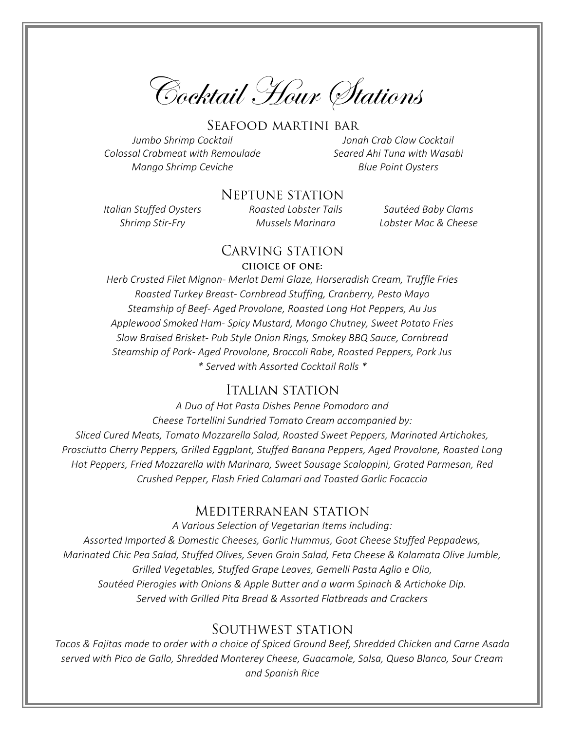# Cocktail Hour Stations

## Seafood martini bar

*Jumbo Shrimp Cocktail*
*Colossal Crabmeat with Remoulade*
*Mango Shrimp Ceviche*
*Jonah Crab Claw Cocktail*
*Seared Ahi Tuna with Wasabi*
*Blue Point Oysters*

## Neptune station

*Italian Stuffed Oysters*
*Shrimp Stir-Fry*
*Roasted Lobster Tails*
*Mussels Marinara*
*Sautéed Baby Clams*
*Lobster Mac & Cheese*

## Carving station

**choice of one:**

*Herb Crusted Filet Mignon- Merlot Demi Glaze, Horseradish Cream, Truffle Fries*
*Roasted Turkey Breast- Cornbread Stuffing, Cranberry, Pesto Mayo*
*Steamship of Beef- Aged Provolone, Roasted Long Hot Peppers, Au Jus*
*Applewood Smoked Ham- Spicy Mustard, Mango Chutney, Sweet Potato Fries*
*Slow Braised Brisket- Pub Style Onion Rings, Smokey BBQ Sauce, Cornbread*
*Steamship of Pork- Aged Provolone, Broccoli Rabe, Roasted Peppers, Pork Jus*
*\* Served with Assorted Cocktail Rolls \**

## Italian station

*A Duo of Hot Pasta Dishes Penne Pomodoro and Cheese Tortellini Sundried Tomato Cream accompanied by: Sliced Cured Meats, Tomato Mozzarella Salad, Roasted Sweet Peppers, Marinated Artichokes, Prosciutto Cherry Peppers, Grilled Eggplant, Stuffed Banana Peppers, Aged Provolone, Roasted Long Hot Peppers, Fried Mozzarella with Marinara, Sweet Sausage Scaloppini, Grated Parmesan, Red Crushed Pepper, Flash Fried Calamari and Toasted Garlic Focaccia*

## Mediterranean station

*A Various Selection of Vegetarian Items including: Assorted Imported & Domestic Cheeses, Garlic Hummus, Goat Cheese Stuffed Peppadews, Marinated Chic Pea Salad, Stuffed Olives, Seven Grain Salad, Feta Cheese & Kalamata Olive Jumble, Grilled Vegetables, Stuffed Grape Leaves, Gemelli Pasta Aglio e Olio, Sautéed Pierogies with Onions & Apple Butter and a warm Spinach & Artichoke Dip. Served with Grilled Pita Bread & Assorted Flatbreads and Crackers*

## Southwest station

*Tacos & Fajitas made to order with a choice of Spiced Ground Beef, Shredded Chicken and Carne Asada served with Pico de Gallo, Shredded Monterey Cheese, Guacamole, Salsa, Queso Blanco, Sour Cream and Spanish Rice*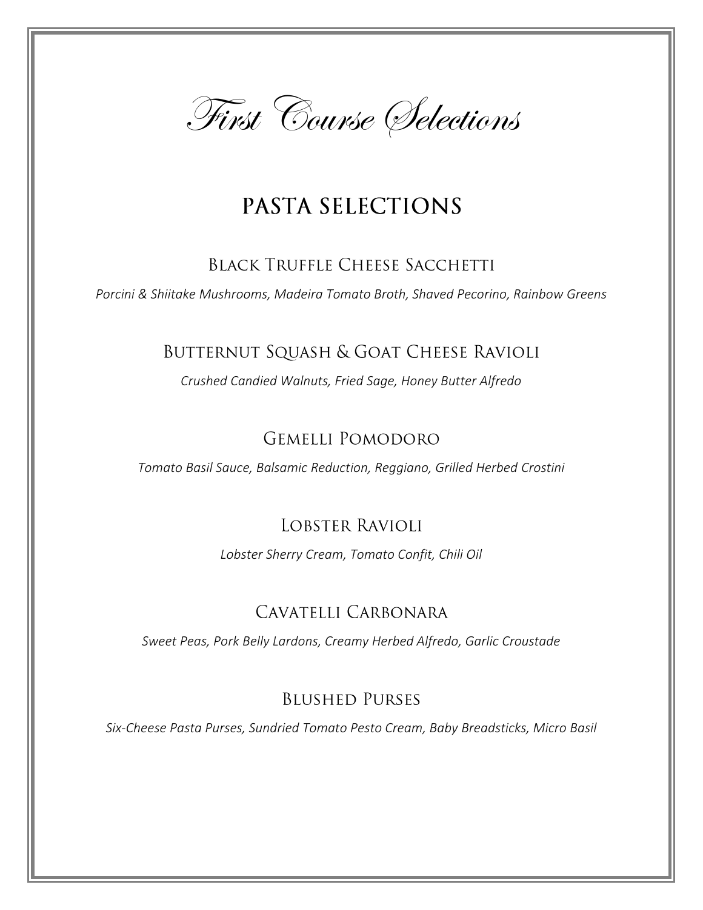# First Course Selections

## PASTA SELECTIONS

### Black Truffle Cheese Sacchetti

*Porcini & Shiitake Mushrooms, Madeira Tomato Broth, Shaved Pecorino, Rainbow Greens*

### Butternut Squash & Goat Cheese Ravioli

*Crushed Candied Walnuts, Fried Sage, Honey Butter Alfredo*

### Gemelli Pomodoro

*Tomato Basil Sauce, Balsamic Reduction, Reggiano, Grilled Herbed Crostini*

### Lobster Ravioli

*Lobster Sherry Cream, Tomato Confit, Chili Oil*

### Cavatelli Carbonara

*Sweet Peas, Pork Belly Lardons, Creamy Herbed Alfredo, Garlic Croustade*

### Blushed Purses

*Six-Cheese Pasta Purses, Sundried Tomato Pesto Cream, Baby Breadsticks, Micro Basil*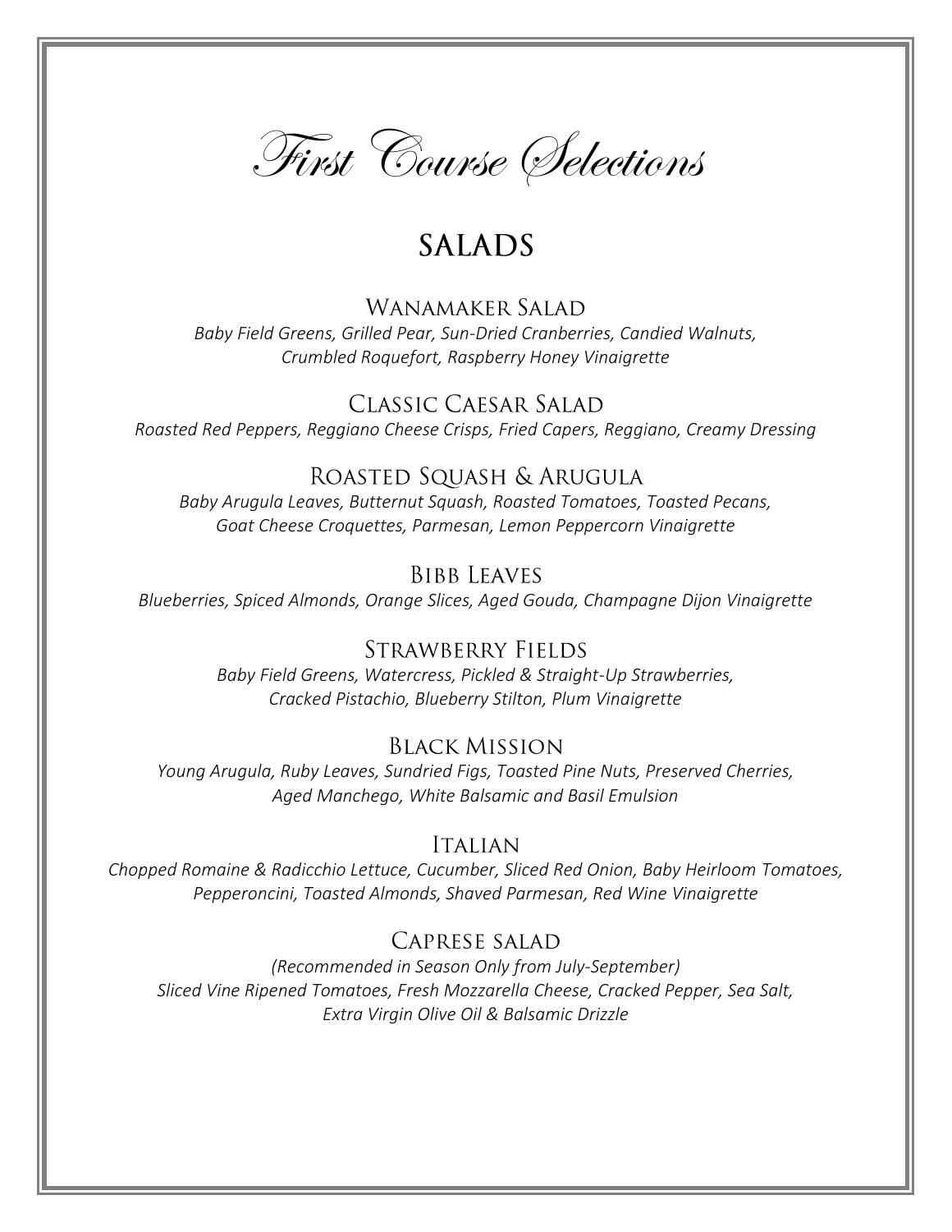# First Course Selections

## SALADS

### Wanamaker Salad

*Baby Field Greens, Grilled Pear, Sun-Dried Cranberries, Candied Walnuts, Crumbled Roquefort, Raspberry Honey Vinaigrette*

### Classic Caesar Salad

*Roasted Red Peppers, Reggiano Cheese Crisps, Fried Capers, Reggiano, Creamy Dressing*

### Roasted Squash & Arugula

*Baby Arugula Leaves, Butternut Squash, Roasted Tomatoes, Toasted Pecans, Goat Cheese Croquettes, Parmesan, Lemon Peppercorn Vinaigrette*

### Bibb Leaves

*Blueberries, Spiced Almonds, Orange Slices, Aged Gouda, Champagne Dijon Vinaigrette*

### Strawberry Fields

*Baby Field Greens, Watercress, Pickled & Straight-Up Strawberries, Cracked Pistachio, Blueberry Stilton, Plum Vinaigrette*

### Black Mission

*Young Arugula, Ruby Leaves, Sundried Figs, Toasted Pine Nuts, Preserved Cherries, Aged Manchego, White Balsamic and Basil Emulsion*

### Italian

*Chopped Romaine & Radicchio Lettuce, Cucumber, Sliced Red Onion, Baby Heirloom Tomatoes, Pepperoncini, Toasted Almonds, Shaved Parmesan, Red Wine Vinaigrette*

### Caprese salad

*(Recommended in Season Only from July-September)*
*Sliced Vine Ripened Tomatoes, Fresh Mozzarella Cheese, Cracked Pepper, Sea Salt, Extra Virgin Olive Oil & Balsamic Drizzle*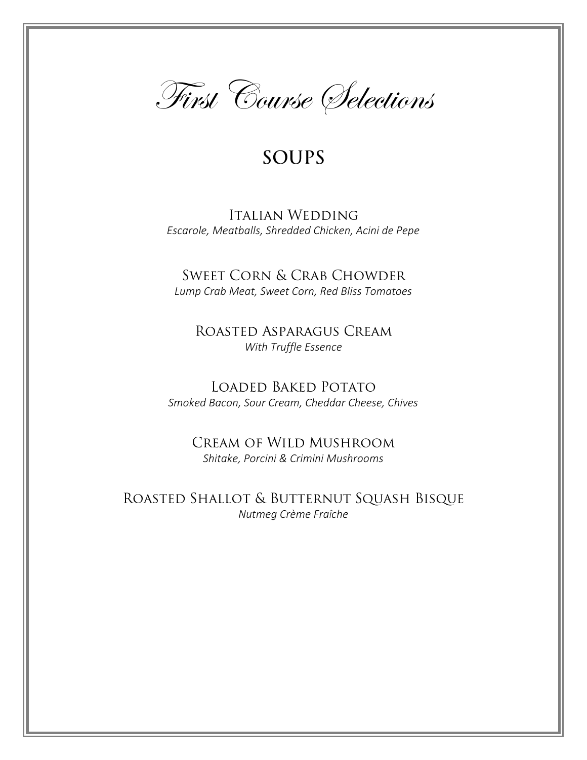# First Course Selections

## SOUPS

### Italian Wedding
*Escarole, Meatballs, Shredded Chicken, Acini de Pepe*

### Sweet Corn & Crab Chowder
*Lump Crab Meat, Sweet Corn, Red Bliss Tomatoes*

### Roasted Asparagus Cream
*With Truffle Essence*

### Loaded Baked Potato
*Smoked Bacon, Sour Cream, Cheddar Cheese, Chives*

### Cream of Wild Mushroom
*Shitake, Porcini & Crimini Mushrooms*

### Roasted Shallot & Butternut Squash Bisque
*Nutmeg Crème Fraîche*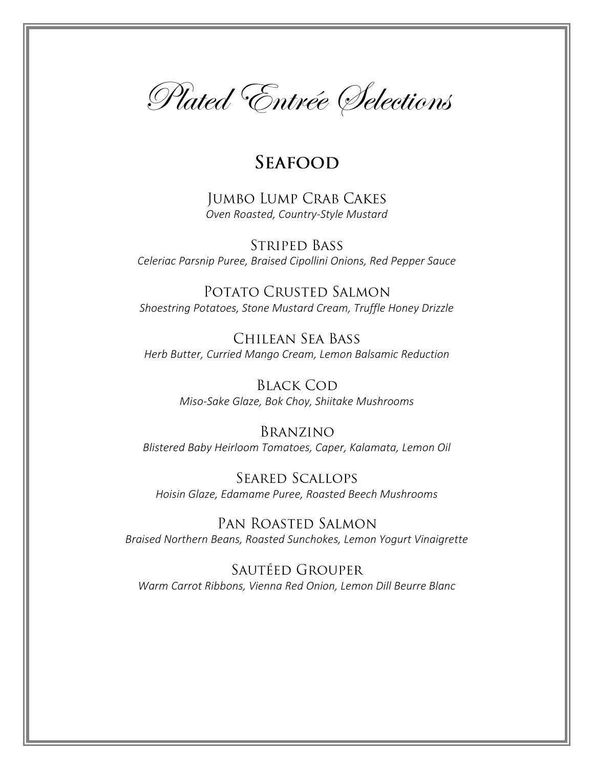# Plated Entrée Selections

## Seafood

### Jumbo Lump Crab Cakes
*Oven Roasted, Country-Style Mustard*

### Striped Bass
*Celeriac Parsnip Puree, Braised Cipollini Onions, Red Pepper Sauce*

### Potato Crusted Salmon
*Shoestring Potatoes, Stone Mustard Cream, Truffle Honey Drizzle*

### Chilean Sea Bass
*Herb Butter, Curried Mango Cream, Lemon Balsamic Reduction*

### Black Cod
*Miso-Sake Glaze, Bok Choy, Shiitake Mushrooms*

### Branzino
*Blistered Baby Heirloom Tomatoes, Caper, Kalamata, Lemon Oil*

### Seared Scallops
*Hoisin Glaze, Edamame Puree, Roasted Beech Mushrooms*

### Pan Roasted Salmon
*Braised Northern Beans, Roasted Sunchokes, Lemon Yogurt Vinaigrette*

### Sautéed Grouper
*Warm Carrot Ribbons, Vienna Red Onion, Lemon Dill Beurre Blanc*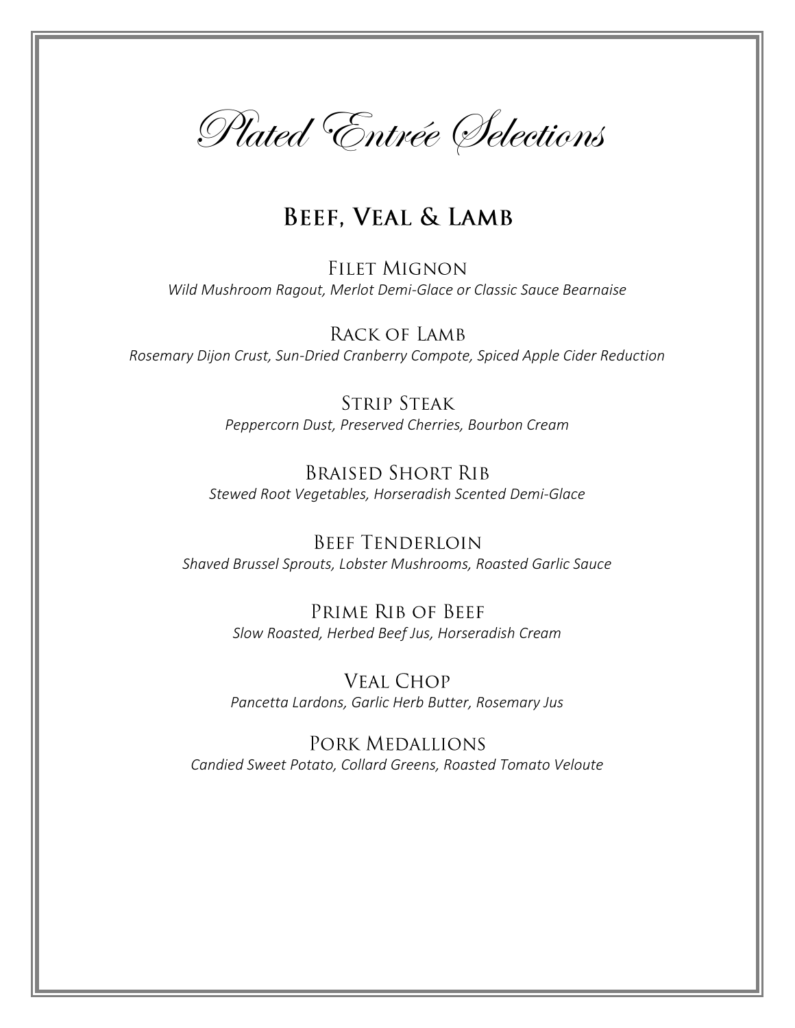# Plated Entrée Selections

## Beef, Veal & Lamb

### Filet Mignon
*Wild Mushroom Ragout, Merlot Demi-Glace or Classic Sauce Bearnaise*

### Rack of Lamb
*Rosemary Dijon Crust, Sun-Dried Cranberry Compote, Spiced Apple Cider Reduction*

### Strip Steak
*Peppercorn Dust, Preserved Cherries, Bourbon Cream*

### Braised Short Rib
*Stewed Root Vegetables, Horseradish Scented Demi-Glace*

### Beef Tenderloin
*Shaved Brussel Sprouts, Lobster Mushrooms, Roasted Garlic Sauce*

### Prime Rib of Beef
*Slow Roasted, Herbed Beef Jus, Horseradish Cream*

### Veal Chop
*Pancetta Lardons, Garlic Herb Butter, Rosemary Jus*

### Pork Medallions
*Candied Sweet Potato, Collard Greens, Roasted Tomato Veloute*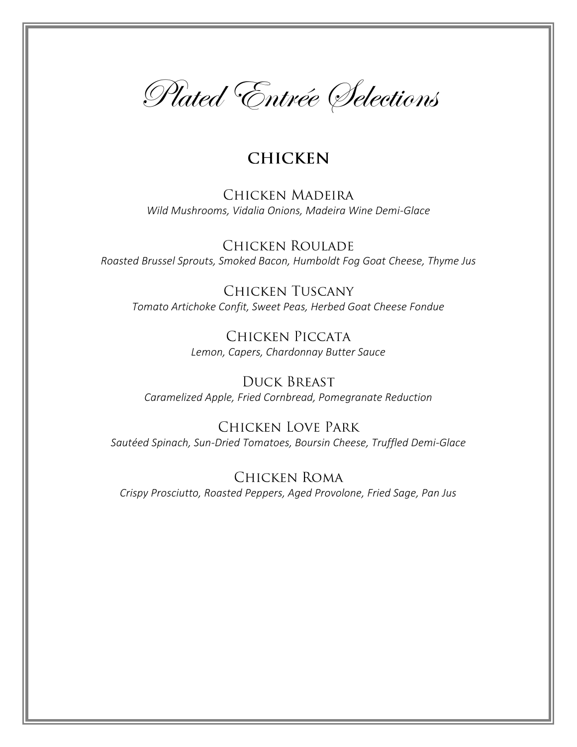# Plated Entrée Selections

## CHICKEN

### Chicken Madeira
*Wild Mushrooms, Vidalia Onions, Madeira Wine Demi-Glace*

### Chicken Roulade
*Roasted Brussel Sprouts, Smoked Bacon, Humboldt Fog Goat Cheese, Thyme Jus*

### Chicken Tuscany
*Tomato Artichoke Confit, Sweet Peas, Herbed Goat Cheese Fondue*

### Chicken Piccata
*Lemon, Capers, Chardonnay Butter Sauce*

### Duck Breast
*Caramelized Apple, Fried Cornbread, Pomegranate Reduction*

### Chicken Love Park
*Sautéed Spinach, Sun-Dried Tomatoes, Boursin Cheese, Truffled Demi-Glace*

### Chicken Roma
*Crispy Prosciutto, Roasted Peppers, Aged Provolone, Fried Sage, Pan Jus*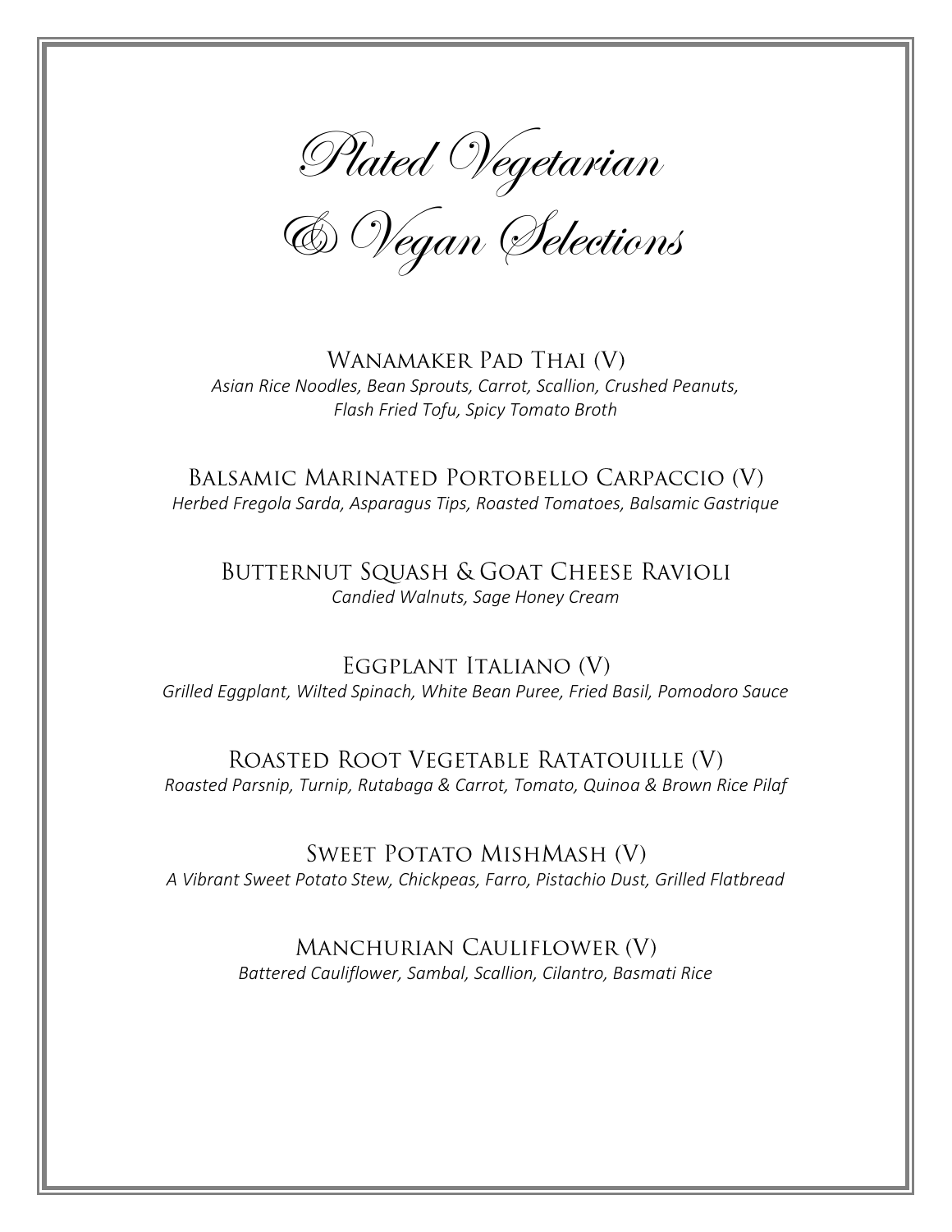# Plated Vegetarian & Vegan Selections

## Wanamaker Pad Thai (V)
*Asian Rice Noodles, Bean Sprouts, Carrot, Scallion, Crushed Peanuts, Flash Fried Tofu, Spicy Tomato Broth*

## Balsamic Marinated Portobello Carpaccio (V)
*Herbed Fregola Sarda, Asparagus Tips, Roasted Tomatoes, Balsamic Gastrique*

## Butternut Squash & Goat Cheese Ravioli
*Candied Walnuts, Sage Honey Cream*

## Eggplant Italiano (V)
*Grilled Eggplant, Wilted Spinach, White Bean Puree, Fried Basil, Pomodoro Sauce*

## Roasted Root Vegetable Ratatouille (V)
*Roasted Parsnip, Turnip, Rutabaga & Carrot, Tomato, Quinoa & Brown Rice Pilaf*

## Sweet Potato MishMash (V)
*A Vibrant Sweet Potato Stew, Chickpeas, Farro, Pistachio Dust, Grilled Flatbread*

## Manchurian Cauliflower (V)
*Battered Cauliflower, Sambal, Scallion, Cilantro, Basmati Rice*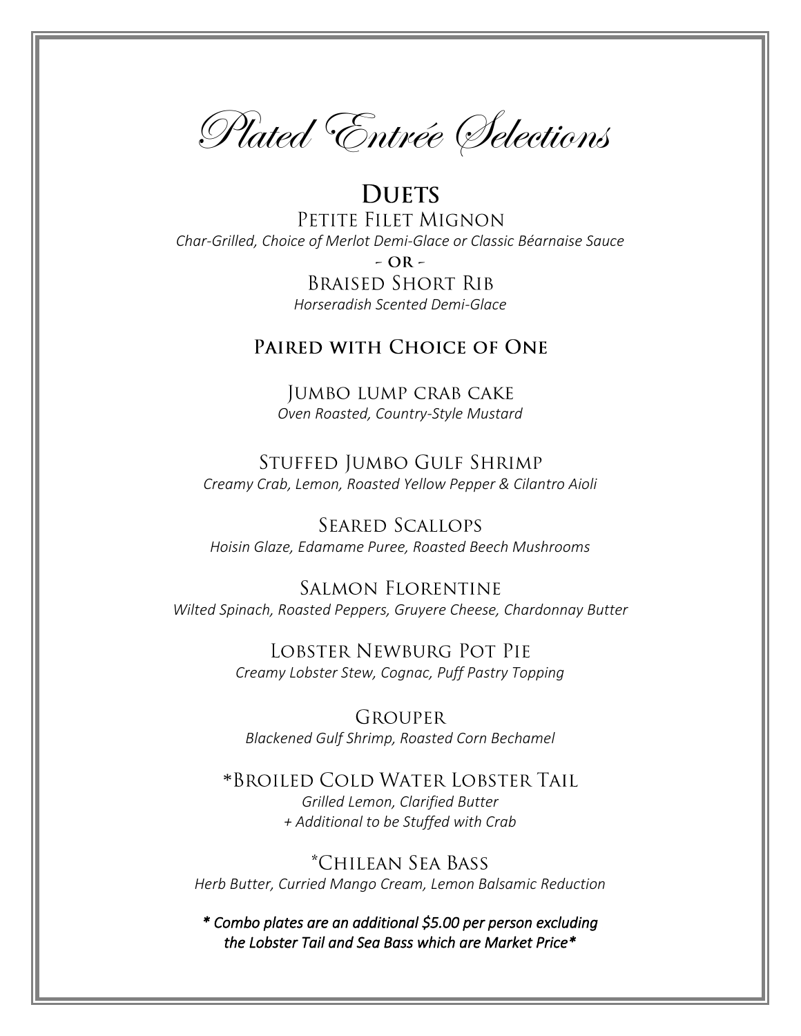# Plated Entrée Selections

## Duets

### Petite Filet Mignon

*Char-Grilled, Choice of Merlot Demi-Glace or Classic Béarnaise Sauce*

**- or -**

### Braised Short Rib

*Horseradish Scented Demi-Glace*

## Paired with Choice of One

### Jumbo lump crab cake

*Oven Roasted, Country-Style Mustard*

### Stuffed Jumbo Gulf Shrimp

*Creamy Crab, Lemon, Roasted Yellow Pepper & Cilantro Aioli*

### Seared Scallops

*Hoisin Glaze, Edamame Puree, Roasted Beech Mushrooms*

### Salmon Florentine

*Wilted Spinach, Roasted Peppers, Gruyere Cheese, Chardonnay Butter*

### Lobster Newburg Pot Pie

*Creamy Lobster Stew, Cognac, Puff Pastry Topping*

### Grouper

*Blackened Gulf Shrimp, Roasted Corn Bechamel*

### *Broiled Cold Water Lobster Tail

*Grilled Lemon, Clarified Butter*

*+ Additional to be Stuffed with Crab*

### *Chilean Sea Bass

*Herb Butter, Curried Mango Cream, Lemon Balsamic Reduction*

***** Combo plates are an additional $5.00 per person excluding the Lobster Tail and Sea Bass which are Market Price*****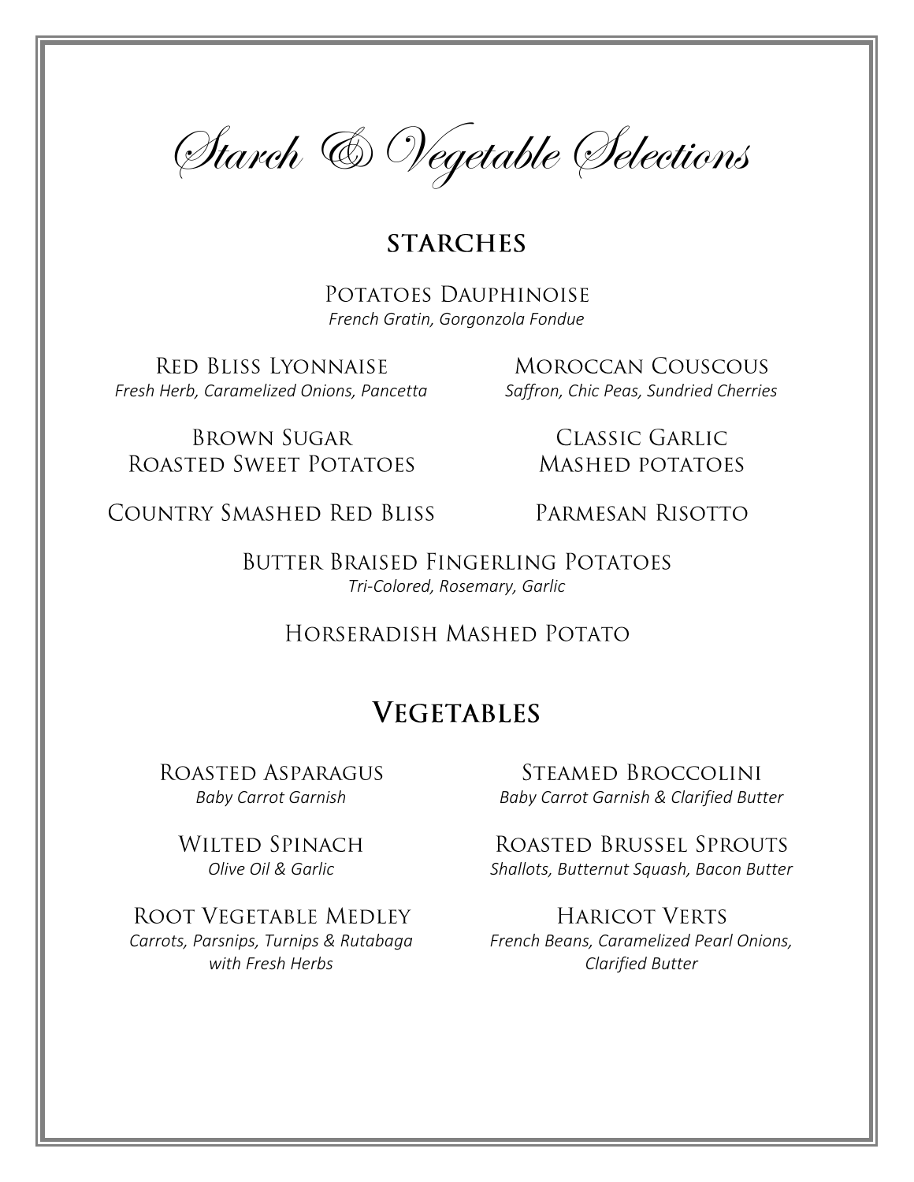# Starch & Vegetable Selections

## STARCHES

**Potatoes Dauphinoise**
*French Gratin, Gorgonzola Fondue*

**Red Bliss Lyonnaise**
*Fresh Herb, Caramelized Onions, Pancetta*

**Moroccan Couscous**
*Saffron, Chic Peas, Sundried Cherries*

**Brown Sugar Roasted Sweet Potatoes**

**Classic Garlic Mashed potatoes**

**Country Smashed Red Bliss**

**Parmesan Risotto**

**Butter Braised Fingerling Potatoes**
*Tri-Colored, Rosemary, Garlic*

**Horseradish Mashed Potato**

## Vegetables

**Roasted Asparagus**
*Baby Carrot Garnish*

**Steamed Broccolini**
*Baby Carrot Garnish & Clarified Butter*

**Wilted Spinach**
*Olive Oil & Garlic*

**Roasted Brussel Sprouts**
*Shallots, Butternut Squash, Bacon Butter*

**Root Vegetable Medley**
*Carrots, Parsnips, Turnips & Rutabaga with Fresh Herbs*

**Haricot Verts**
*French Beans, Caramelized Pearl Onions, Clarified Butter*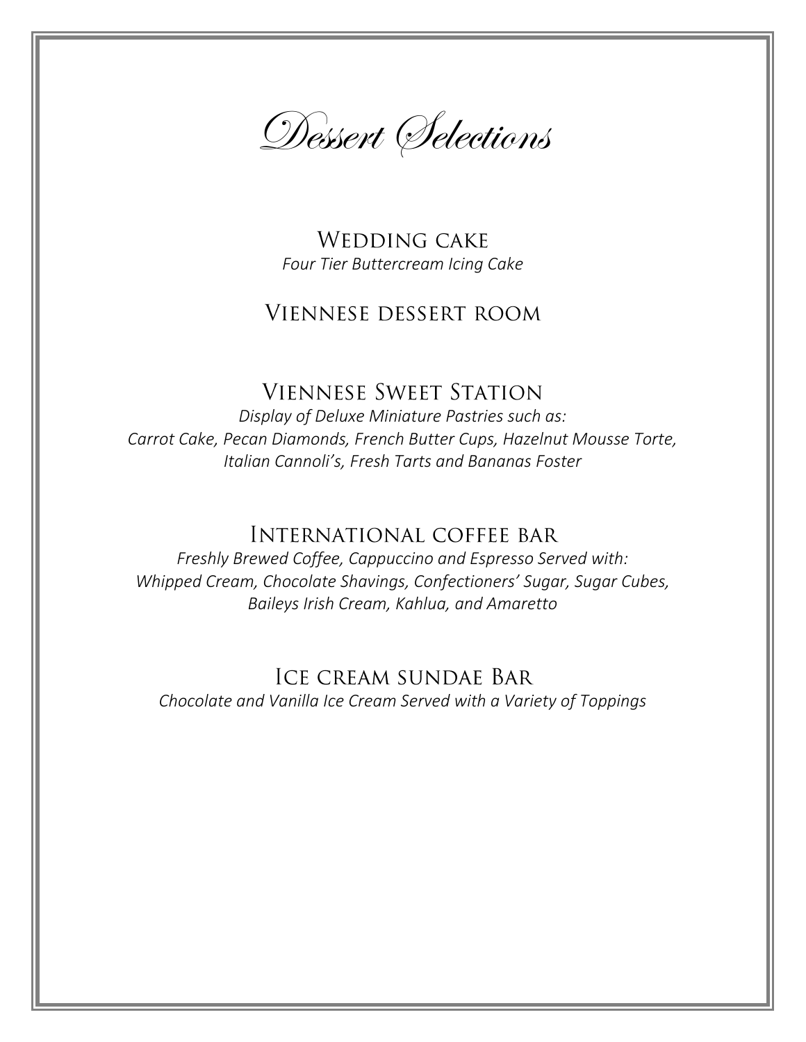# Dessert Selections

## Wedding cake

*Four Tier Buttercream Icing Cake*

## Viennese dessert room

## Viennese Sweet Station

*Display of Deluxe Miniature Pastries such as:*
*Carrot Cake, Pecan Diamonds, French Butter Cups, Hazelnut Mousse Torte, Italian Cannoli's, Fresh Tarts and Bananas Foster*

## International coffee bar

*Freshly Brewed Coffee, Cappuccino and Espresso Served with:*
*Whipped Cream, Chocolate Shavings, Confectioners' Sugar, Sugar Cubes, Baileys Irish Cream, Kahlua, and Amaretto*

## Ice cream sundae Bar

*Chocolate and Vanilla Ice Cream Served with a Variety of Toppings*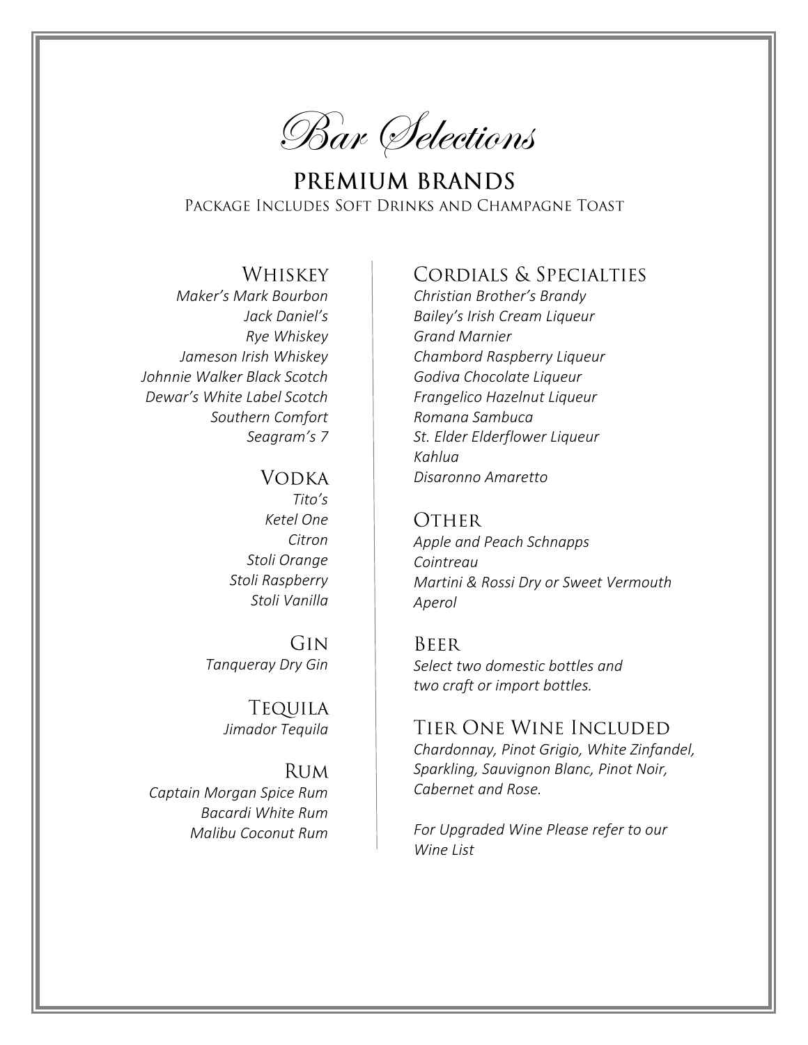# Bar Selections

## PREMIUM BRANDS

Package Includes Soft Drinks and Champagne Toast

### Whiskey

*Maker's Mark Bourbon*
*Jack Daniel's*
*Rye Whiskey*
*Jameson Irish Whiskey*
*Johnnie Walker Black Scotch*
*Dewar's White Label Scotch*
*Southern Comfort*
*Seagram's 7*

### Vodka

*Tito's*
*Ketel One*
*Citron*
*Stoli Orange*
*Stoli Raspberry*
*Stoli Vanilla*

### Gin

*Tanqueray Dry Gin*

### Tequila

*Jimador Tequila*

### Rum

*Captain Morgan Spice Rum*
*Bacardi White Rum*
*Malibu Coconut Rum*

### Cordials & Specialties

*Christian Brother's Brandy*
*Bailey's Irish Cream Liqueur*
*Grand Marnier*
*Chambord Raspberry Liqueur*
*Godiva Chocolate Liqueur*
*Frangelico Hazelnut Liqueur*
*Romana Sambuca*
*St. Elder Elderflower Liqueur*
*Kahlua*
*Disaronno Amaretto*

### Other

*Apple and Peach Schnapps*
*Cointreau*
*Martini & Rossi Dry or Sweet Vermouth*
*Aperol*

### Beer

*Select two domestic bottles and two craft or import bottles.*

### Tier One Wine Included

*Chardonnay, Pinot Grigio, White Zinfandel, Sparkling, Sauvignon Blanc, Pinot Noir, Cabernet and Rose.*

*For Upgraded Wine Please refer to our Wine List*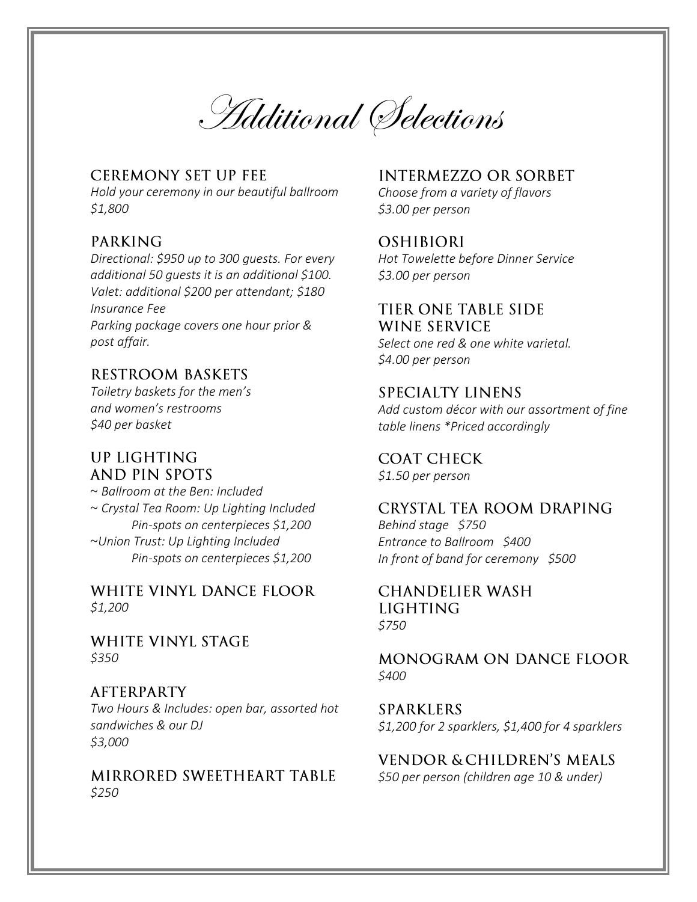# Additional Selections

### CEREMONY SET UP FEE
*Hold your ceremony in our beautiful ballroom*
*$1,800*

### PARKING
*Directional: $950 up to 300 guests. For every additional 50 guests it is an additional $100.*
*Valet: additional $200 per attendant; $180 Insurance Fee*
*Parking package covers one hour prior & post affair.*

### RESTROOM BASKETS
*Toiletry baskets for the men's and women's restrooms*
*$40 per basket*

### UP LIGHTING AND PIN SPOTS
*~ Ballroom at the Ben: Included*
*~ Crystal Tea Room: Up Lighting Included*
*Pin-spots on centerpieces $1,200*
*~Union Trust: Up Lighting Included*
*Pin-spots on centerpieces $1,200*

### WHITE VINYL DANCE FLOOR
*$1,200*

### WHITE VINYL STAGE
*$350*

### AFTERPARTY
*Two Hours & Includes: open bar, assorted hot sandwiches & our DJ*
*$3,000*

### MIRRORED SWEETHEART TABLE
*$250*

### INTERMEZZO OR SORBET
*Choose from a variety of flavors*
*$3.00 per person*

### OSHIBIORI
*Hot Towelette before Dinner Service*
*$3.00 per person*

### TIER ONE TABLE SIDE WINE SERVICE
*Select one red & one white varietal.*
*$4.00 per person*

### SPECIALTY LINENS
*Add custom décor with our assortment of fine table linens *Priced accordingly*

### COAT CHECK
*$1.50 per person*

### CRYSTAL TEA ROOM DRAPING
*Behind stage $750*
*Entrance to Ballroom $400*
*In front of band for ceremony $500*

### CHANDELIER WASH LIGHTING
*$750*

### MONOGRAM ON DANCE FLOOR
*$400*

### SPARKLERS
*$1,200 for 2 sparklers, $1,400 for 4 sparklers*

### VENDOR & CHILDREN'S MEALS
*$50 per person (children age 10 & under)*